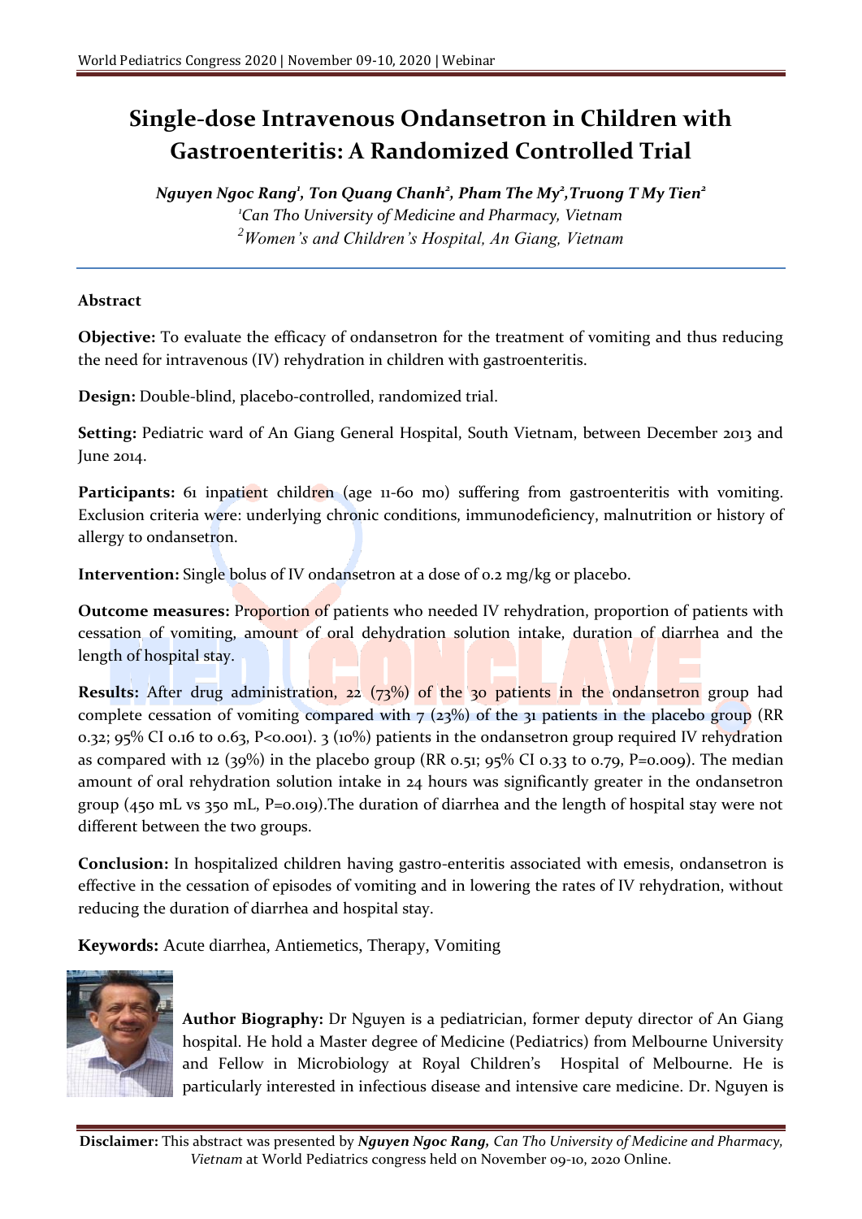# Single-dose Intravenous Ondansetron in Children with Gastroenteritis: A Randomized Controlled Trial

***Nguyen Ngoc Rang[1], Ton Quang Chanh[2], Pham The My[2], Truong T My Tien[2]***

*[1]Can Tho University of Medicine and Pharmacy, Vietnam*

*[2]Women's and Children's Hospital, An Giang, Vietnam*

## Abstract

**Objective:** To evaluate the efficacy of ondansetron for the treatment of vomiting and thus reducing the need for intravenous (IV) rehydration in children with gastroenteritis.

**Design:** Double-blind, placebo-controlled, randomized trial.

**Setting:** Pediatric ward of An Giang General Hospital, South Vietnam, between December 2013 and June 2014.

**Participants:** 61 inpatient children (age 11-60 mo) suffering from gastroenteritis with vomiting. Exclusion criteria were: underlying chronic conditions, immunodeficiency, malnutrition or history of allergy to ondansetron.

**Intervention:** Single bolus of IV ondansetron at a dose of 0.2 mg/kg or placebo.

**Outcome measures:** Proportion of patients who needed IV rehydration, proportion of patients with cessation of vomiting, amount of oral dehydration solution intake, duration of diarrhea and the length of hospital stay.

**Results:** After drug administration, 22 (73%) of the 30 patients in the ondansetron group had complete cessation of vomiting compared with 7 (23%) of the 31 patients in the placebo group (RR 0.32; 95% CI 0.16 to 0.63, P<0.001). 3 (10%) patients in the ondansetron group required IV rehydration as compared with 12 (39%) in the placebo group (RR 0.51; 95% CI 0.33 to 0.79, P=0.009). The median amount of oral rehydration solution intake in 24 hours was significantly greater in the ondansetron group (450 mL vs 350 mL, P=0.019).The duration of diarrhea and the length of hospital stay were not different between the two groups.

**Conclusion:** In hospitalized children having gastro-enteritis associated with emesis, ondansetron is effective in the cessation of episodes of vomiting and in lowering the rates of IV rehydration, without reducing the duration of diarrhea and hospital stay.

**Keywords:** Acute diarrhea, Antiemetics, Therapy, Vomiting

**Author Biography:** Dr Nguyen is a pediatrician, former deputy director of An Giang hospital. He hold a Master degree of Medicine (Pediatrics) from Melbourne University and Fellow in Microbiology at Royal Children's Hospital of Melbourne. He is particularly interested in infectious disease and intensive care medicine. Dr. Nguyen is

**Disclaimer:** This abstract was presented by ***Nguyen Ngoc Rang,*** *Can Tho University of Medicine and Pharmacy, Vietnam* at World Pediatrics congress held on November 09-10, 2020 Online.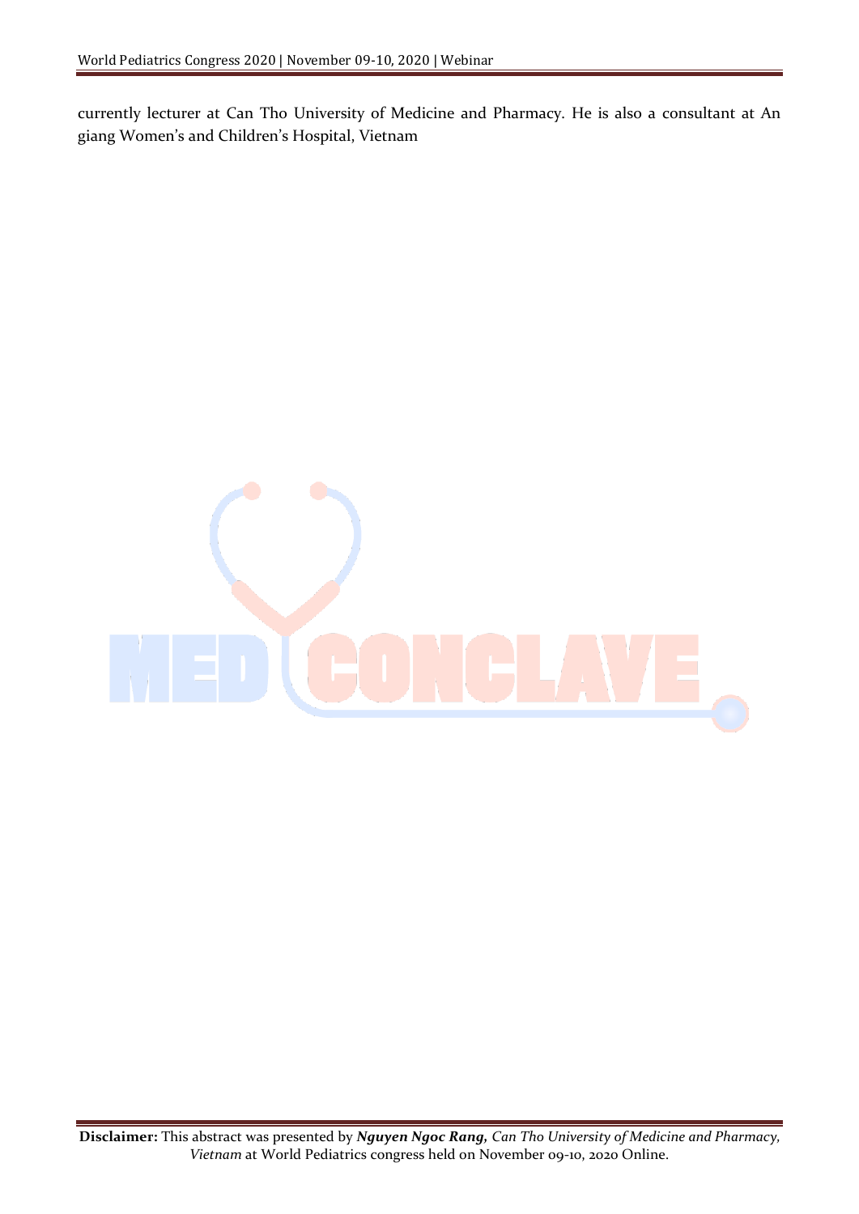currently lecturer at Can Tho University of Medicine and Pharmacy. He is also a consultant at An giang Women's and Children's Hospital, Vietnam

**Disclaimer:** This abstract was presented by ***Nguyen Ngoc Rang****, Can Tho University of Medicine and Pharmacy, Vietnam* at World Pediatrics congress held on November 09-10, 2020 Online.